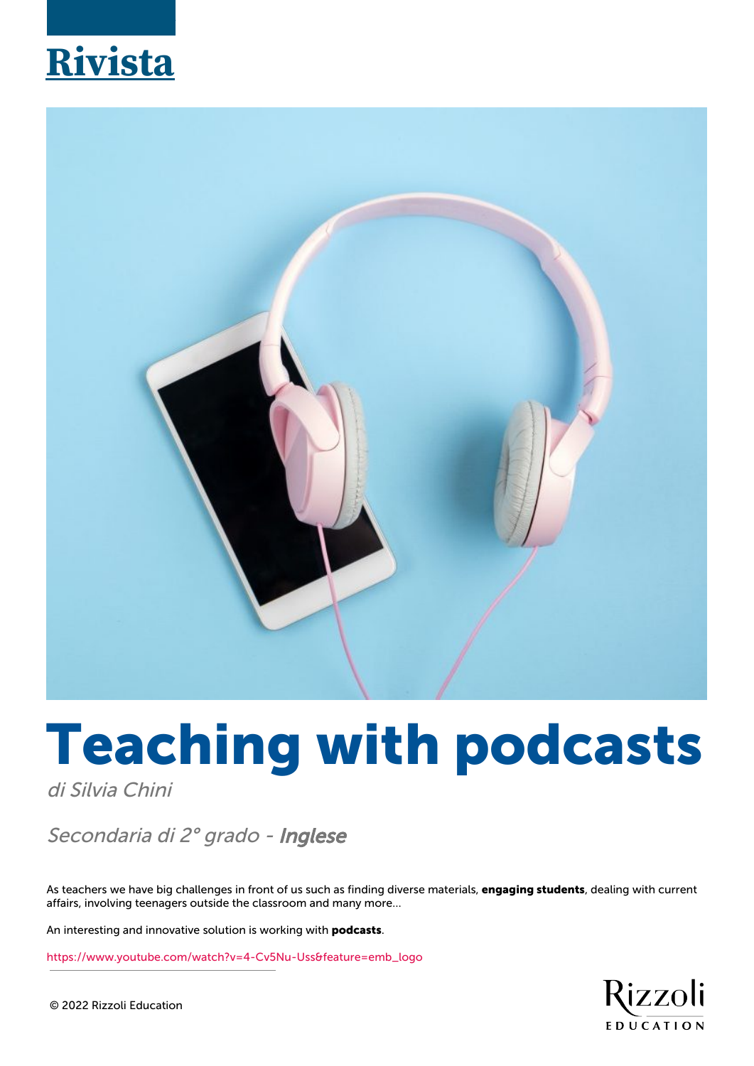Rivista

# Teaching with podcasts

*di Silvia Chini*

*Secondaria di 2° grado - **Inglese***

As teachers we have big challenges in front of us such as finding diverse materials, **engaging students**, dealing with current affairs, involving teenagers outside the classroom and many more...

An interesting and innovative solution is working with **podcasts**.

https://www.youtube.com/watch?v=4-Cv5Nu-Uss&feature=emb_logo

© 2022 Rizzoli Education

Rizzoli EDUCATION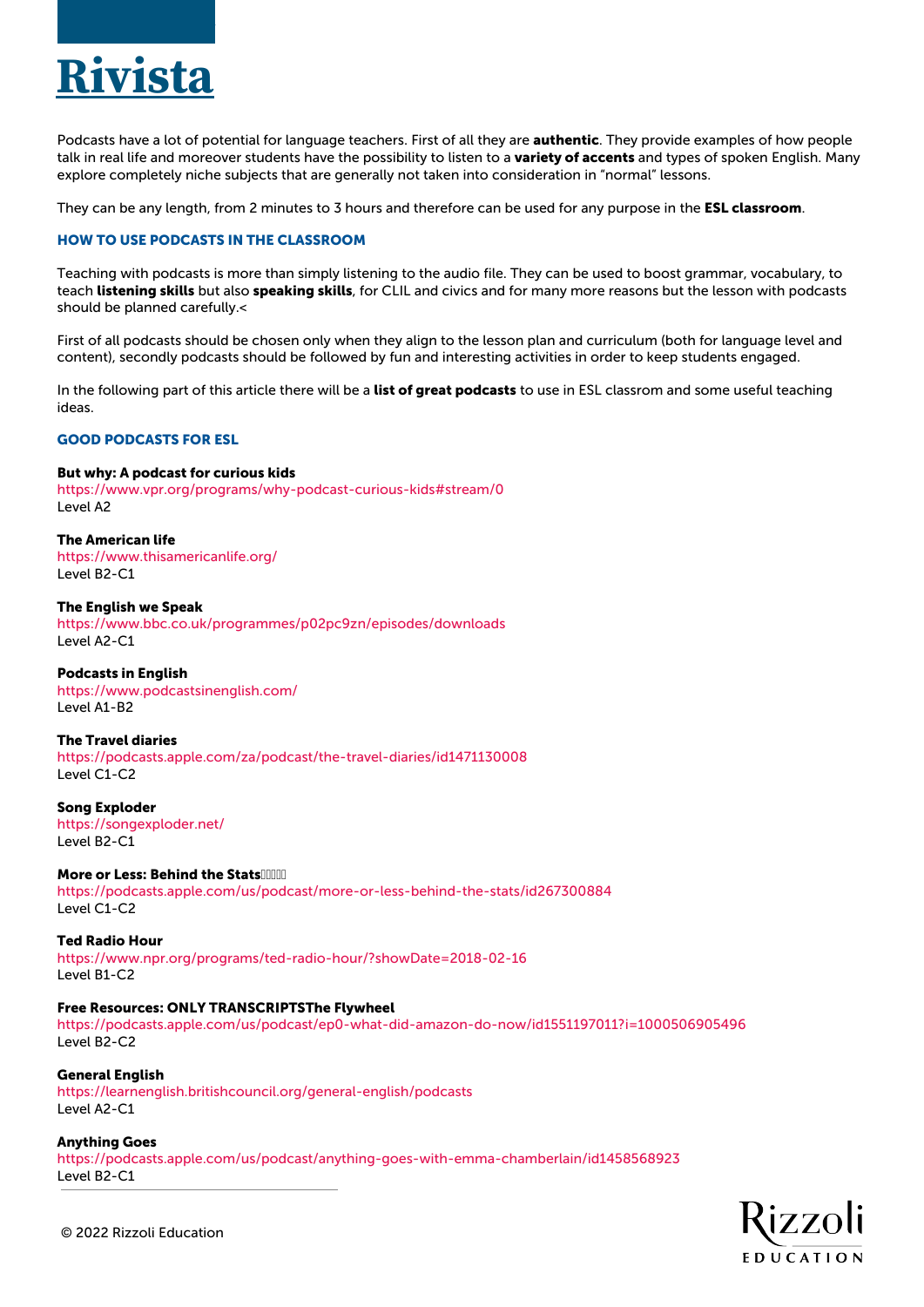Podcasts have a lot of potential for language teachers. First of all they are **authentic**. They provide examples of how people talk in real life and moreover students have the possibility to listen to a **variety of accents** and types of spoken English. Many explore completely niche subjects that are generally not taken into consideration in "normal" lessons.

They can be any length, from 2 minutes to 3 hours and therefore can be used for any purpose in the **ESL classroom**.

### HOW TO USE PODCASTS IN THE CLASSROOM

Teaching with podcasts is more than simply listening to the audio file. They can be used to boost grammar, vocabulary, to teach **listening skills** but also **speaking skills**, for CLIL and civics and for many more reasons but the lesson with podcasts should be planned carefully.<

First of all podcasts should be chosen only when they align to the lesson plan and curriculum (both for language level and content), secondly podcasts should be followed by fun and interesting activities in order to keep students engaged.

In the following part of this article there will be a **list of great podcasts** to use in ESL classrom and some useful teaching ideas.

### GOOD PODCASTS FOR ESL

**But why: A podcast for curious kids**
https://www.vpr.org/programs/why-podcast-curious-kids#stream/0
Level A2

**The American life**
https://www.thisamericanlife.org/
Level B2-C1

**The English we Speak**
https://www.bbc.co.uk/programmes/p02pc9zn/episodes/downloads
Level A2-C1

**Podcasts in English**
https://www.podcastsinenglish.com/
Level A1-B2

**The Travel diaries**
https://podcasts.apple.com/za/podcast/the-travel-diaries/id1471130008
Level C1-C2

**Song Exploder**
https://songexploder.net/
Level B2-C1

**More or Less: Behind the Stats**
https://podcasts.apple.com/us/podcast/more-or-less-behind-the-stats/id267300884
Level C1-C2

**Ted Radio Hour**
https://www.npr.org/programs/ted-radio-hour/?showDate=2018-02-16
Level B1-C2

**Free Resources: ONLY TRANSCRIPTSThe Flywheel**
https://podcasts.apple.com/us/podcast/ep0-what-did-amazon-do-now/id1551197011?i=1000506905496
Level B2-C2

**General English**
https://learnenglish.britishcouncil.org/general-english/podcasts
Level A2-C1

**Anything Goes**
https://podcasts.apple.com/us/podcast/anything-goes-with-emma-chamberlain/id1458568923
Level B2-C1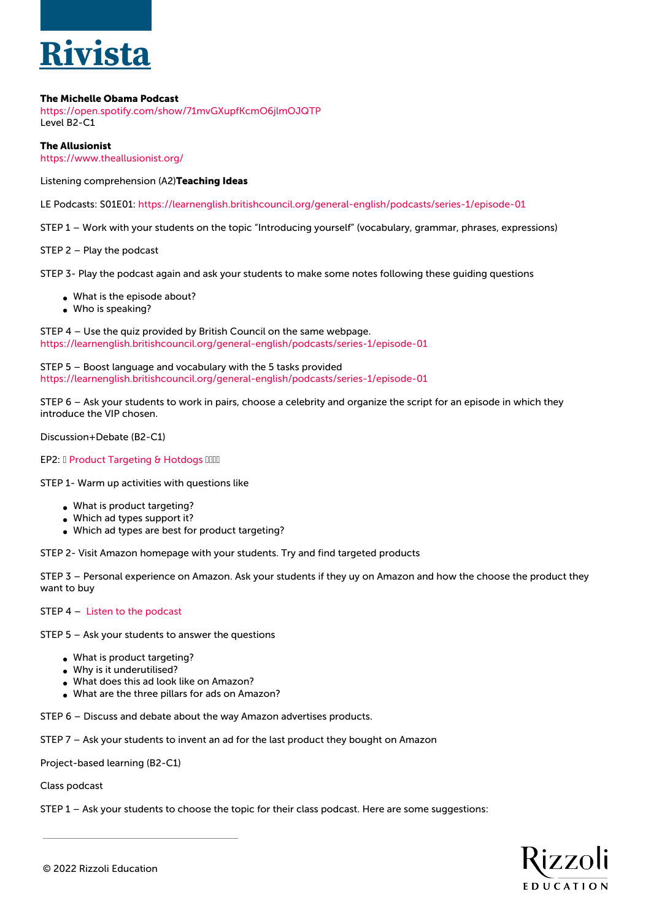**The Michelle Obama Podcast**
https://open.spotify.com/show/71mvGXupfKcmO6jlmOJQTP
Level B2-C1

**The Allusionist**
https://www.theallusionist.org/

Listening comprehension (A2)**Teaching Ideas**

LE Podcasts: S01E01: https://learnenglish.britishcouncil.org/general-english/podcasts/series-1/episode-01

STEP 1 – Work with your students on the topic "Introducing yourself" (vocabulary, grammar, phrases, expressions)

STEP 2 – Play the podcast

STEP 3- Play the podcast again and ask your students to make some notes following these guiding questions

- What is the episode about?
- Who is speaking?

STEP 4 – Use the quiz provided by British Council on the same webpage.
https://learnenglish.britishcouncil.org/general-english/podcasts/series-1/episode-01

STEP 5 – Boost language and vocabulary with the 5 tasks provided
https://learnenglish.britishcouncil.org/general-english/podcasts/series-1/episode-01

STEP 6 – Ask your students to work in pairs, choose a celebrity and organize the script for an episode in which they introduce the VIP chosen.

Discussion+Debate (B2-C1)

EP2: Product Targeting & Hotdogs

STEP 1- Warm up activities with questions like

- What is product targeting?
- Which ad types support it?
- Which ad types are best for product targeting?

STEP 2- Visit Amazon homepage with your students. Try and find targeted products

STEP 3 – Personal experience on Amazon. Ask your students if they uy on Amazon and how the choose the product they want to buy

STEP 4 – Listen to the podcast

STEP 5 – Ask your students to answer the questions

- What is product targeting?
- Why is it underutilised?
- What does this ad look like on Amazon?
- What are the three pillars for ads on Amazon?

STEP 6 – Discuss and debate about the way Amazon advertises products.

STEP 7 – Ask your students to invent an ad for the last product they bought on Amazon

Project-based learning (B2-C1)

Class podcast

STEP 1 – Ask your students to choose the topic for their class podcast. Here are some suggestions: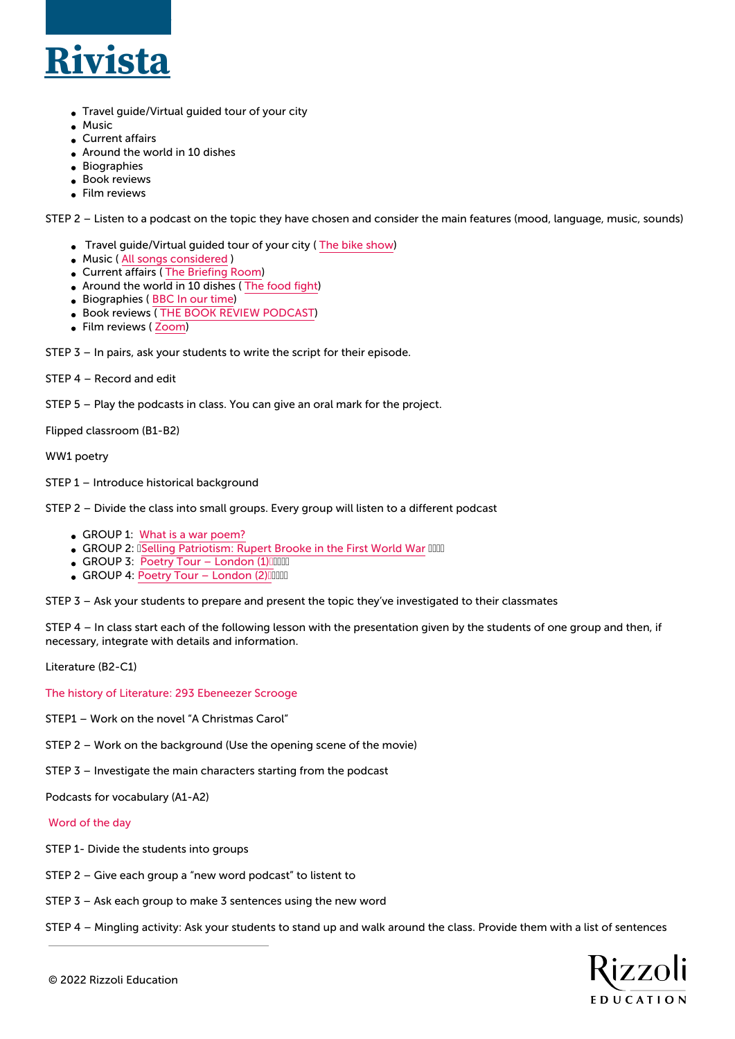- Travel guide/Virtual guided tour of your city
- Music
- Current affairs
- Around the world in 10 dishes
- Biographies
- Book reviews
- Film reviews

STEP 2 – Listen to a podcast on the topic they have chosen and consider the main features (mood, language, music, sounds)

- Travel guide/Virtual guided tour of your city ( The bike show)
- Music ( All songs considered )
- Current affairs ( The Briefing Room)
- Around the world in 10 dishes ( The food fight)
- Biographies ( BBC In our time)
- Book reviews ( THE BOOK REVIEW PODCAST)
- Film reviews ( Zoom)

STEP 3 – In pairs, ask your students to write the script for their episode.

STEP 4 – Record and edit

STEP 5 – Play the podcasts in class. You can give an oral mark for the project.

Flipped classroom (B1-B2)

WW1 poetry

STEP 1 – Introduce historical background

STEP 2 – Divide the class into small groups. Every group will listen to a different podcast

- GROUP 1: What is a war poem?
- GROUP 2: Selling Patriotism: Rupert Brooke in the First World War
- GROUP 3: Poetry Tour – London (1)
- GROUP 4: Poetry Tour – London (2)

STEP 3 – Ask your students to prepare and present the topic they've investigated to their classmates

STEP 4 – In class start each of the following lesson with the presentation given by the students of one group and then, if necessary, integrate with details and information.

Literature (B2-C1)

The history of Literature: 293 Ebeneezer Scrooge

STEP1 – Work on the novel "A Christmas Carol"

STEP 2 – Work on the background (Use the opening scene of the movie)

STEP 3 – Investigate the main characters starting from the podcast

Podcasts for vocabulary (A1-A2)

Word of the day

STEP 1- Divide the students into groups

STEP 2 – Give each group a "new word podcast" to listent to

STEP 3 – Ask each group to make 3 sentences using the new word

STEP 4 – Mingling activity: Ask your students to stand up and walk around the class. Provide them with a list of sentences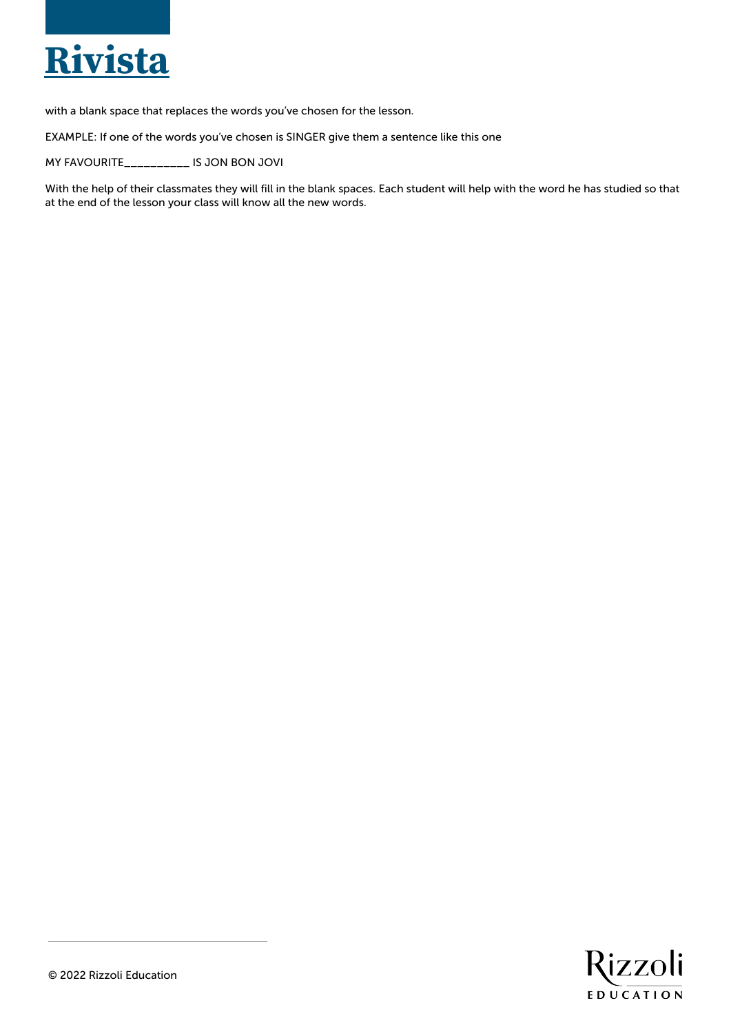with a blank space that replaces the words you've chosen for the lesson.

EXAMPLE: If one of the words you've chosen is SINGER give them a sentence like this one

MY FAVOURITE__________ IS JON BON JOVI

With the help of their classmates they will fill in the blank spaces. Each student will help with the word he has studied so that at the end of the lesson your class will know all the new words.